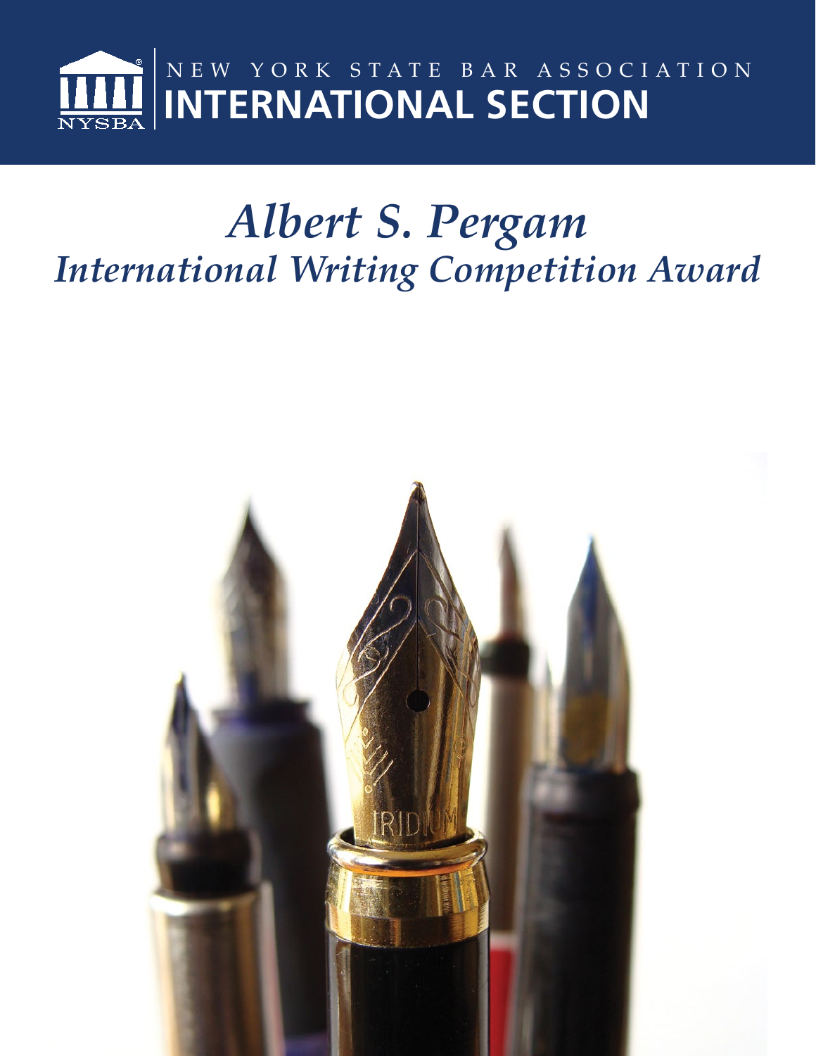NEW YORK STATE BAR ASSOCIATION

# INTERNATIONAL SECTION

# *Albert S. Pergam*
## *International Writing Competition Award*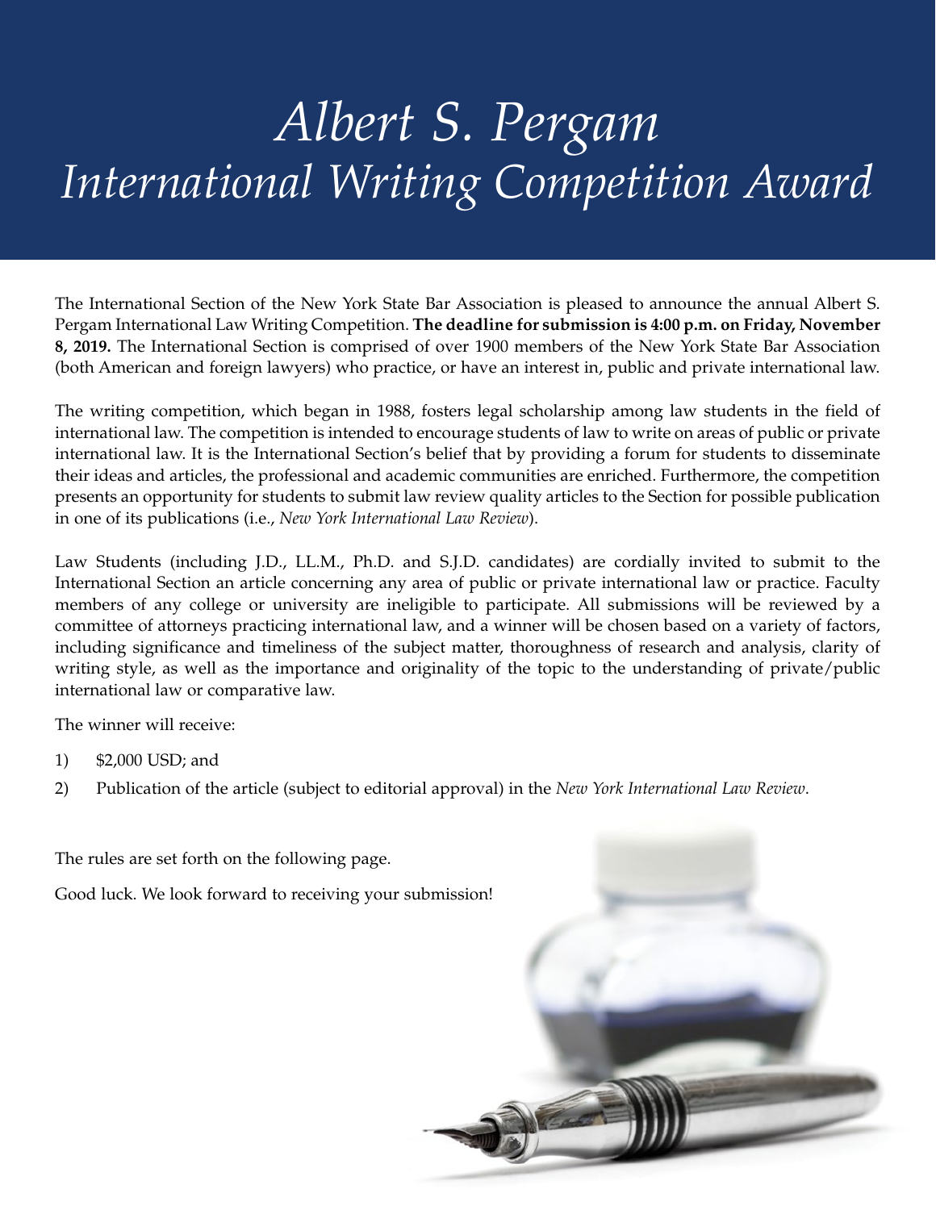# *Albert S. Pergam International Writing Competition Award*

The International Section of the New York State Bar Association is pleased to announce the annual Albert S. Pergam International Law Writing Competition. **The deadline for submission is 4:00 p.m. on Friday, November 8, 2019.** The International Section is comprised of over 1900 members of the New York State Bar Association (both American and foreign lawyers) who practice, or have an interest in, public and private international law.

The writing competition, which began in 1988, fosters legal scholarship among law students in the field of international law. The competition is intended to encourage students of law to write on areas of public or private international law. It is the International Section's belief that by providing a forum for students to disseminate their ideas and articles, the professional and academic communities are enriched. Furthermore, the competition presents an opportunity for students to submit law review quality articles to the Section for possible publication in one of its publications (i.e., *New York International Law Review*).

Law Students (including J.D., LL.M., Ph.D. and S.J.D. candidates) are cordially invited to submit to the International Section an article concerning any area of public or private international law or practice. Faculty members of any college or university are ineligible to participate. All submissions will be reviewed by a committee of attorneys practicing international law, and a winner will be chosen based on a variety of factors, including significance and timeliness of the subject matter, thoroughness of research and analysis, clarity of writing style, as well as the importance and originality of the topic to the understanding of private/public international law or comparative law.

The winner will receive:

1) $2,000 USD; and
2) Publication of the article (subject to editorial approval) in the *New York International Law Review*.

The rules are set forth on the following page.

Good luck. We look forward to receiving your submission!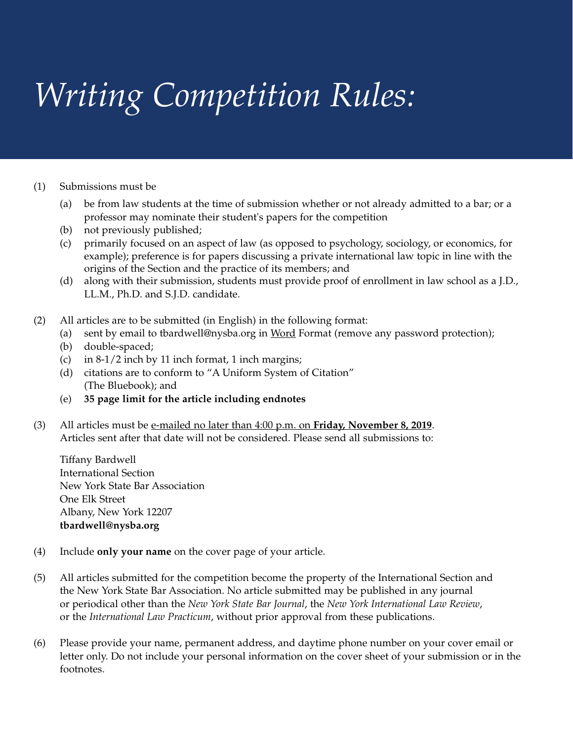# *Writing Competition Rules:*

(1) Submissions must be

   (a) be from law students at the time of submission whether or not already admitted to a bar; or a professor may nominate their student's papers for the competition
   (b) not previously published;
   (c) primarily focused on an aspect of law (as opposed to psychology, sociology, or economics, for example); preference is for papers discussing a private international law topic in line with the origins of the Section and the practice of its members; and
   (d) along with their submission, students must provide proof of enrollment in law school as a J.D., LL.M., Ph.D. and S.J.D. candidate.

(2) All articles are to be submitted (in English) in the following format:

   (a) sent by email to tbardwell@nysba.org in <u>Word</u> Format (remove any password protection);
   (b) double-spaced;
   (c) in 8-1/2 inch by 11 inch format, 1 inch margins;
   (d) citations are to conform to "A Uniform System of Citation" (The Bluebook); and
   (e) **35 page limit for the article including endnotes**

(3) All articles must be <u>e-mailed no later than 4:00 p.m. on **Friday, November 8, 2019**</u>. Articles sent after that date will not be considered. Please send all submissions to:

   Tiffany Bardwell
   International Section
   New York State Bar Association
   One Elk Street
   Albany, New York 12207
   **tbardwell@nysba.org**

(4) Include **only your name** on the cover page of your article.

(5) All articles submitted for the competition become the property of the International Section and the New York State Bar Association. No article submitted may be published in any journal or periodical other than the *New York State Bar Journal*, the *New York International Law Review*, or the *International Law Practicum*, without prior approval from these publications.

(6) Please provide your name, permanent address, and daytime phone number on your cover email or letter only. Do not include your personal information on the cover sheet of your submission or in the footnotes.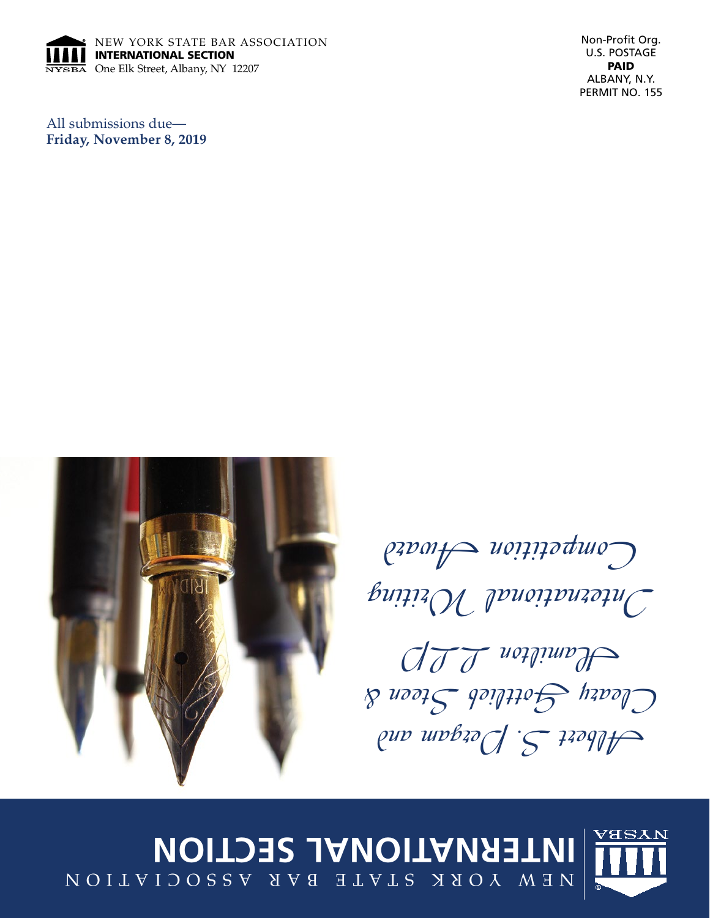NEW YORK STATE BAR ASSOCIATION
**INTERNATIONAL SECTION**
One Elk Street, Albany, NY 12207

Non-Profit Org.
U.S. POSTAGE
**PAID**
ALBANY, N.Y.
PERMIT NO. 155

All submissions due—
**Friday, November 8, 2019**

*Albert S. Pergam and*
*Cleary Gottlieb Steen &*
*Hamilton LLP*
*International Writing*
*Competition Award*

**INTERNATIONAL SECTION**
NEW YORK STATE BAR ASSOCIATION